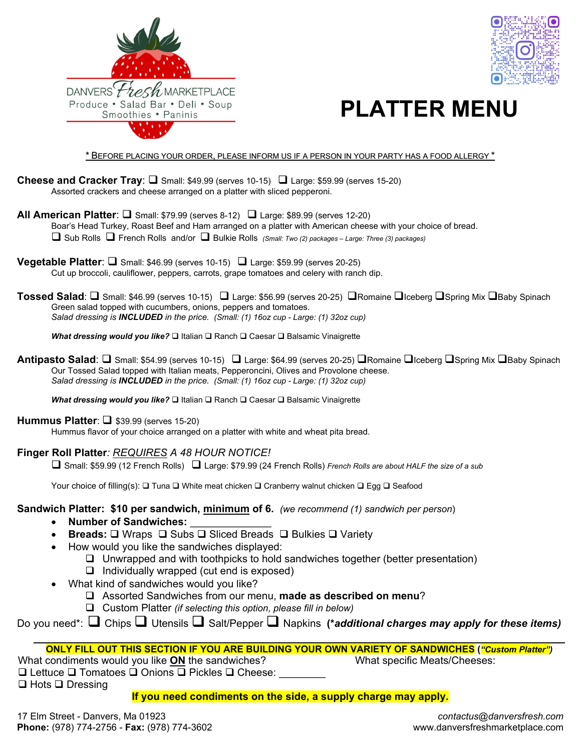DANVERS *Fresh* MARKETPLACE
Produce • Salad Bar • Deli • Soup
Smoothies • Paninis

# PLATTER MENU

<u>* BEFORE PLACING YOUR ORDER, PLEASE INFORM US IF A PERSON IN YOUR PARTY HAS A FOOD ALLERGY *</u>

**Cheese and Cracker Tray**: ❑ Small: $49.99 (serves 10-15) ❑ Large: $59.99 (serves 15-20)
Assorted crackers and cheese arranged on a platter with sliced pepperoni.

**All American Platter**: ❑ Small: $79.99 (serves 8-12) ❑ Large: $89.99 (serves 12-20)
Boar's Head Turkey, Roast Beef and Ham arranged on a platter with American cheese with your choice of bread.
❑ Sub Rolls ❑ French Rolls and/or ❑ Bulkie Rolls *(Small: Two (2) packages – Large: Three (3) packages)*

**Vegetable Platter**: ❑ Small: $46.99 (serves 10-15) ❑ Large: $59.99 (serves 20-25)
Cut up broccoli, cauliflower, peppers, carrots, grape tomatoes and celery with ranch dip.

**Tossed Salad**: ❑ Small: $46.99 (serves 10-15) ❑ Large: $56.99 (serves 20-25) ❑Romaine ❑Iceberg ❑Spring Mix ❑Baby Spinach
Green salad topped with cucumbers, onions, peppers and tomatoes.
*Salad dressing is **INCLUDED** in the price. (Small: (1) 16oz cup - Large: (1) 32oz cup)*

***What dressing would you like?*** ❑ Italian ❑ Ranch ❑ Caesar ❑ Balsamic Vinaigrette

**Antipasto Salad**: ❑ Small: $54.99 (serves 10-15) ❑ Large: $64.99 (serves 20-25) ❑Romaine ❑Iceberg ❑Spring Mix ❑Baby Spinach
Our Tossed Salad topped with Italian meats, Pepperoncini, Olives and Provolone cheese.
*Salad dressing is **INCLUDED** in the price. (Small: (1) 16oz cup - Large: (1) 32oz cup)*

***What dressing would you like?*** ❑ Italian ❑ Ranch ❑ Caesar ❑ Balsamic Vinaigrette

**Hummus Platter**: ❑ $39.99 (serves 15-20)
Hummus flavor of your choice arranged on a platter with white and wheat pita bread.

**Finger Roll Platter**: *<u>REQUIRES</u> A 48 HOUR NOTICE!*
❑ Small: $59.99 (12 French Rolls) ❑ Large: $79.99 (24 French Rolls) *French Rolls are about HALF the size of a sub*

Your choice of filling(s): ❑ Tuna ❑ White meat chicken ❑ Cranberry walnut chicken ❑ Egg ❑ Seafood

**Sandwich Platter: $10 per sandwich, <u>minimum</u> of 6.** *(we recommend (1) sandwich per person)*

- **Number of Sandwiches:** _______________
- **Breads:** ❑ Wraps ❑ Subs ❑ Sliced Breads ❑ Bulkies ❑ Variety
- How would you like the sandwiches displayed:
  - ❑ Unwrapped and with toothpicks to hold sandwiches together (better presentation)
  - ❑ Individually wrapped (cut end is exposed)
- What kind of sandwiches would you like?
  - ❑ Assorted Sandwiches from our menu, **made as described on menu**?
  - ❑ Custom Platter *(if selecting this option, please fill in below)*

Do you need*: ❑ Chips ❑ Utensils ❑ Salt/Pepper ❑ Napkins (***additional charges may apply for these items)***

---

**ONLY FILL OUT THIS SECTION IF YOU ARE BUILDING YOUR OWN VARIETY OF SANDWICHES (*"Custom Platter"*)**

What condiments would you like <u>**ON**</u> the sandwiches?
❑ Lettuce ❑ Tomatoes ❑ Onions ❑ Pickles ❑ Cheese: ________
❑ Hots ❑ Dressing

What specific Meats/Cheeses:

**If you need condiments on the side, a supply charge may apply.**

17 Elm Street - Danvers, Ma 01923
**Phone:** (978) 774-2756 - **Fax:** (978) 774-3602

*contactus@danversfresh.com*
www.danversfreshmarketplace.com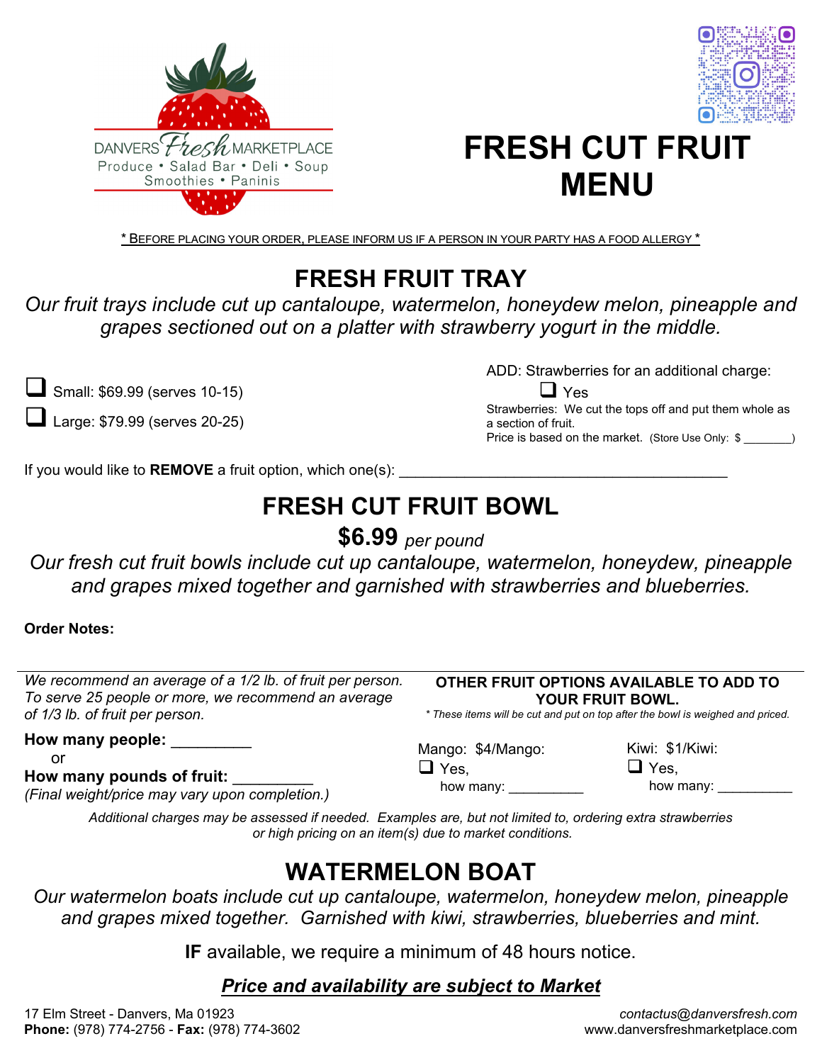DANVERS *Fresh* MARKETPLACE
Produce • Salad Bar • Deli • Soup
Smoothies • Paninis

# FRESH CUT FRUIT MENU

\* BEFORE PLACING YOUR ORDER, PLEASE INFORM US IF A PERSON IN YOUR PARTY HAS A FOOD ALLERGY \*

## FRESH FRUIT TRAY

*Our fruit trays include cut up cantaloupe, watermelon, honeydew melon, pineapple and grapes sectioned out on a platter with strawberry yogurt in the middle.*

- ☐ Small: $69.99 (serves 10-15)
- ☐ Large: $79.99 (serves 20-25)

ADD: Strawberries for an additional charge:
☐ Yes
Strawberries: We cut the tops off and put them whole as a section of fruit.
Price is based on the market. (Store Use Only: $ ________)

If you would like to **REMOVE** a fruit option, which one(s): ________________________________________

## FRESH CUT FRUIT BOWL

**$6.99** *per pound*

*Our fresh cut fruit bowls include cut up cantaloupe, watermelon, honeydew, pineapple and grapes mixed together and garnished with strawberries and blueberries.*

**Order Notes:**

*We recommend an average of a 1/2 lb. of fruit per person. To serve 25 people or more, we recommend an average of 1/3 lb. of fruit per person.*

**How many people:** _________
or
**How many pounds of fruit:** _________
*(Final weight/price may vary upon completion.)*

**OTHER FRUIT OPTIONS AVAILABLE TO ADD TO YOUR FRUIT BOWL.**
*\* These items will be cut and put on top after the bowl is weighed and priced.*

Mango: $4/Mango:
☐ Yes,
how many: __________

Kiwi: $1/Kiwi:
☐ Yes,
how many: __________

*Additional charges may be assessed if needed. Examples are, but not limited to, ordering extra strawberries or high pricing on an item(s) due to market conditions.*

## WATERMELON BOAT

*Our watermelon boats include cut up cantaloupe, watermelon, honeydew melon, pineapple and grapes mixed together. Garnished with kiwi, strawberries, blueberries and mint.*

**IF** available, we require a minimum of 48 hours notice.

***Price and availability are subject to Market***

17 Elm Street - Danvers, Ma 01923
**Phone:** (978) 774-2756 - **Fax:** (978) 774-3602

*contactus@danversfresh.com*
www.danversfreshmarketplace.com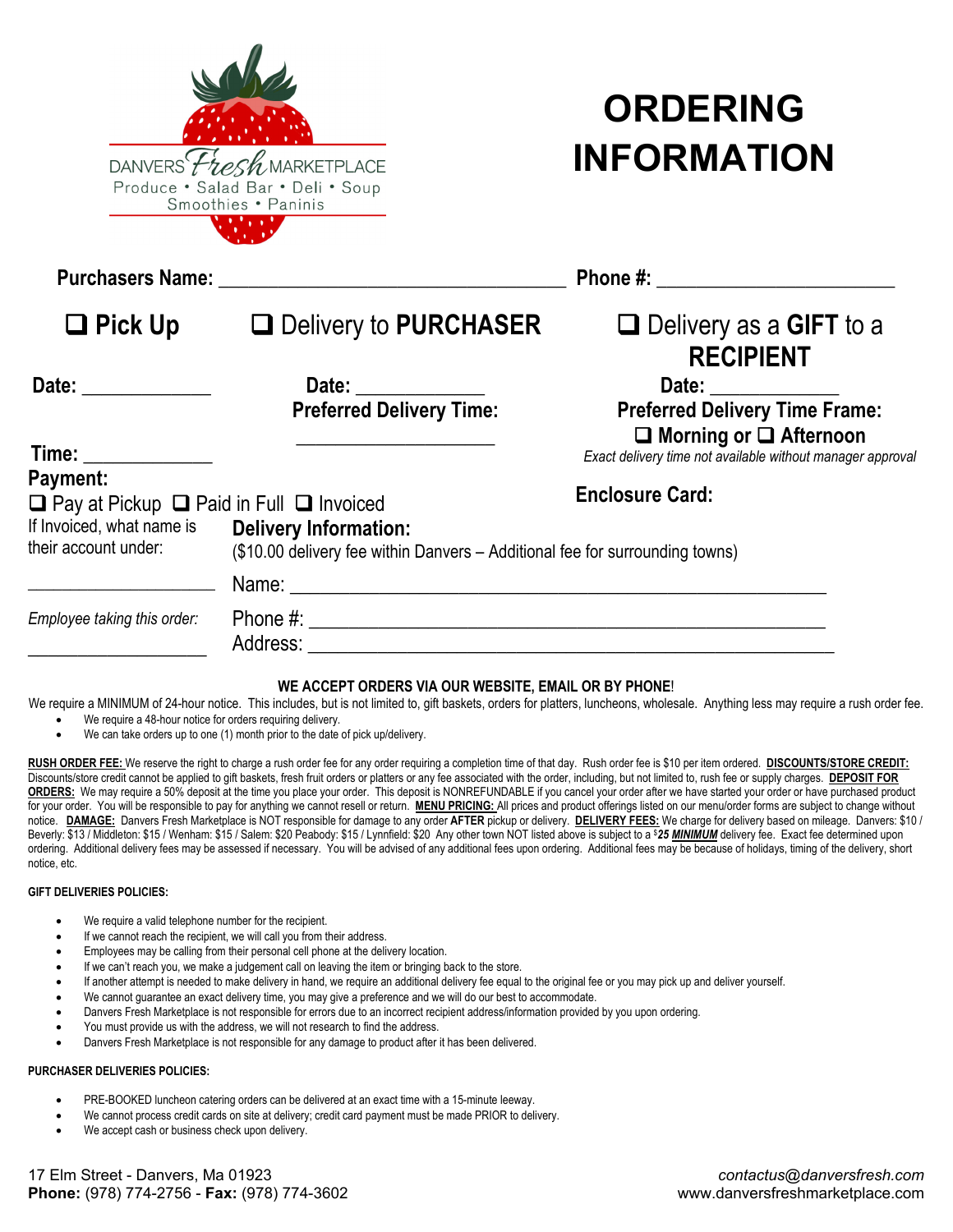DANVERS Fresh MARKETPLACE
Produce • Salad Bar • Deli • Soup
Smoothies • Paninis

# ORDERING INFORMATION

**Purchasers Name:** ________________________________ **Phone #:** ______________________

| ❑ **Pick Up** | ❑ Delivery to **PURCHASER** | ❑ Delivery as a **GIFT** to a **RECIPIENT** |
|---|---|---|
| **Date:** ____________ | **Date:** ____________ | **Date:** ____________ |
| | **Preferred Delivery Time:** ____________________ | **Preferred Delivery Time Frame:** ❑ **Morning or** ❑ **Afternoon** |
| **Time:** ____________ | | *Exact delivery time not available without manager approval* |

**Payment:**
❑ Pay at Pickup ❑ Paid in Full ❑ Invoiced

If Invoiced, what name is their account under:

____________________

*Employee taking this order:*

____________________

**Enclosure Card:**

**Delivery Information:**
($10.00 delivery fee within Danvers – Additional fee for surrounding towns)

Name: ______________________________________________

Phone #: ____________________________________________

Address: ____________________________________________

**WE ACCEPT ORDERS VIA OUR WEBSITE, EMAIL OR BY PHONE!**

We require a MINIMUM of 24-hour notice. This includes, but is not limited to, gift baskets, orders for platters, luncheons, wholesale. Anything less may require a rush order fee.

- We require a 48-hour notice for orders requiring delivery.
- We can take orders up to one (1) month prior to the date of pick up/delivery.

**RUSH ORDER FEE:** We reserve the right to charge a rush order fee for any order requiring a completion time of that day. Rush order fee is $10 per item ordered. **DISCOUNTS/STORE CREDIT:** Discounts/store credit cannot be applied to gift baskets, fresh fruit orders or platters or any fee associated with the order, including, but not limited to, rush fee or supply charges. **DEPOSIT FOR ORDERS:** We may require a 50% deposit at the time you place your order. This deposit is NONREFUNDABLE if you cancel your order after we have started your order or have purchased product for your order. You will be responsible to pay for anything we cannot resell or return. **MENU PRICING:** All prices and product offerings listed on our menu/order forms are subject to change without notice. **DAMAGE:** Danvers Fresh Marketplace is NOT responsible for damage to any order **AFTER** pickup or delivery. **DELIVERY FEES:** We charge for delivery based on mileage. Danvers: $10 / Beverly: $13 / Middleton: $15 / Wenham: $15 / Salem: $20 Peabody: $15 / Lynnfield: $20 Any other town NOT listed above is subject to a $***25 MINIMUM*** delivery fee. Exact fee determined upon ordering. Additional delivery fees may be assessed if necessary. You will be advised of any additional fees upon ordering. Additional fees may be because of holidays, timing of the delivery, short notice, etc.

**GIFT DELIVERIES POLICIES:**

- We require a valid telephone number for the recipient.
- If we cannot reach the recipient, we will call you from their address.
- Employees may be calling from their personal cell phone at the delivery location.
- If we can't reach you, we make a judgement call on leaving the item or bringing back to the store.
- If another attempt is needed to make delivery in hand, we require an additional delivery fee equal to the original fee or you may pick up and deliver yourself.
- We cannot guarantee an exact delivery time, you may give a preference and we will do our best to accommodate.
- Danvers Fresh Marketplace is not responsible for errors due to an incorrect recipient address/information provided by you upon ordering.
- You must provide us with the address, we will not research to find the address.
- Danvers Fresh Marketplace is not responsible for any damage to product after it has been delivered.

**PURCHASER DELIVERIES POLICIES:**

- PRE-BOOKED luncheon catering orders can be delivered at an exact time with a 15-minute leeway.
- We cannot process credit cards on site at delivery; credit card payment must be made PRIOR to delivery.
- We accept cash or business check upon delivery.

17 Elm Street - Danvers, Ma 01923
**Phone:** (978) 774-2756 - **Fax:** (978) 774-3602

*contactus@danversfresh.com*
www.danversfreshmarketplace.com